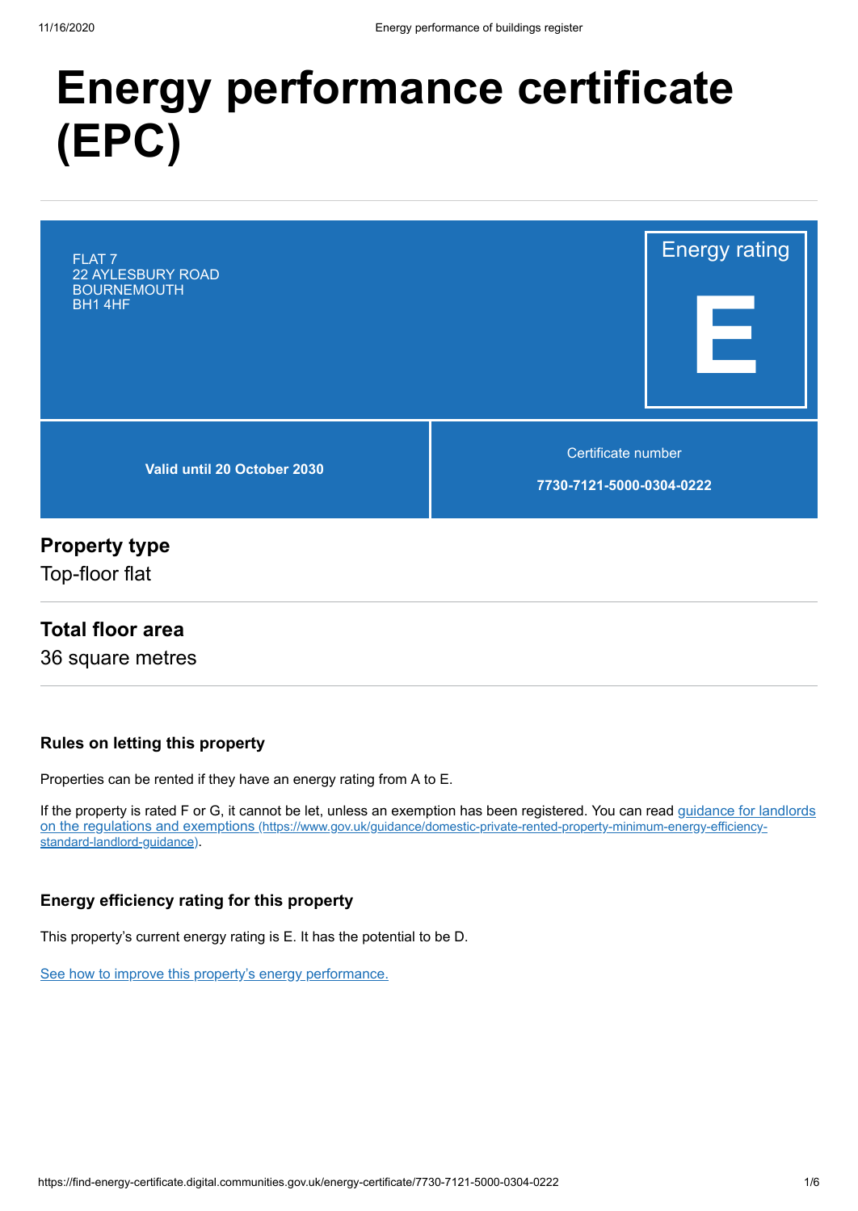# Energy performance certificate (EPC)

FLAT 7
22 AYLESBURY ROAD
BOURNEMOUTH
BH1 4HF

Energy rating

**E**

**Valid until 20 October 2030**

Certificate number

**7730-7121-5000-0304-0222**

## Property type

Top-floor flat

## Total floor area

36 square metres

### Rules on letting this property

Properties can be rented if they have an energy rating from A to E.

If the property is rated F or G, it cannot be let, unless an exemption has been registered. You can read [guidance for landlords on the regulations and exemptions (https://www.gov.uk/guidance/domestic-private-rented-property-minimum-energy-efficiency-standard-landlord-guidance)](https://www.gov.uk/guidance/domestic-private-rented-property-minimum-energy-efficiency-standard-landlord-guidance).

### Energy efficiency rating for this property

This property's current energy rating is E. It has the potential to be D.

See how to improve this property's energy performance.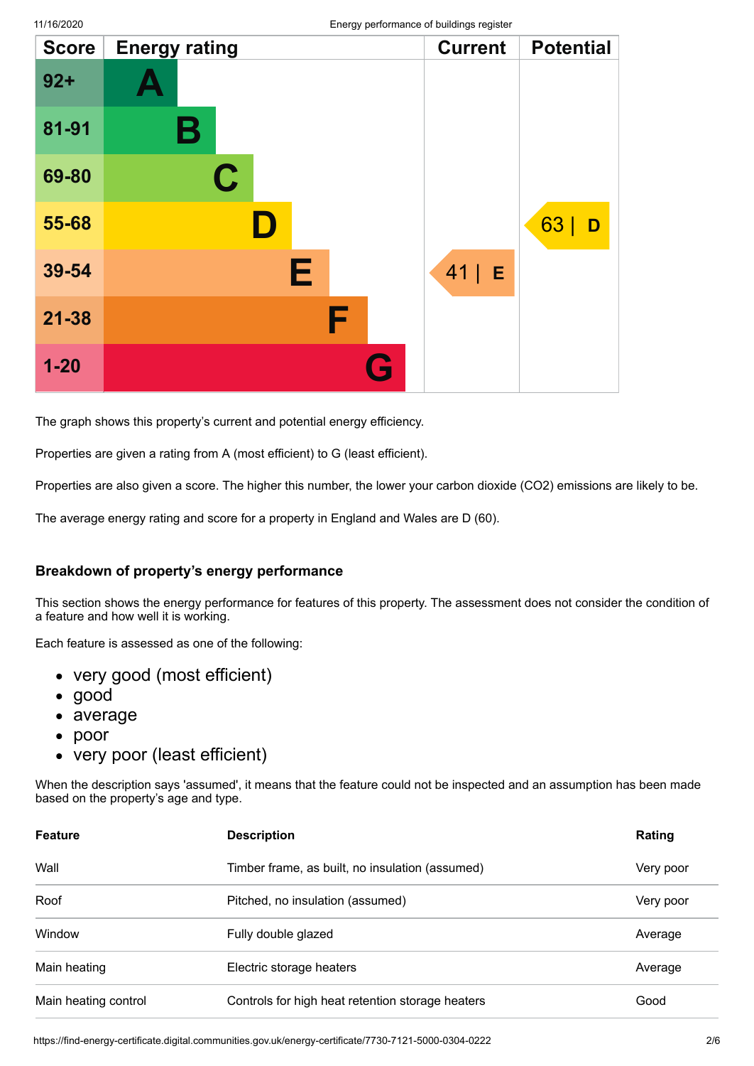| Score | Energy rating | Current | Potential |
|---|---|---|---|
| 92+ | A | | |
| 81-91 | B | | |
| 69-80 | C | | |
| 55-68 | D | | 63 \| D |
| 39-54 | E | 41 \| E | |
| 21-38 | F | | |
| 1-20 | G | | |

The graph shows this property's current and potential energy efficiency.

Properties are given a rating from A (most efficient) to G (least efficient).

Properties are also given a score. The higher this number, the lower your carbon dioxide ($CO_2$) emissions are likely to be.

The average energy rating and score for a property in England and Wales are D (60).

### Breakdown of property's energy performance

This section shows the energy performance for features of this property. The assessment does not consider the condition of a feature and how well it is working.

Each feature is assessed as one of the following:

- very good (most efficient)
- good
- average
- poor
- very poor (least efficient)

When the description says 'assumed', it means that the feature could not be inspected and an assumption has been made based on the property's age and type.

| Feature | Description | Rating |
|---|---|---|
| Wall | Timber frame, as built, no insulation (assumed) | Very poor |
| Roof | Pitched, no insulation (assumed) | Very poor |
| Window | Fully double glazed | Average |
| Main heating | Electric storage heaters | Average |
| Main heating control | Controls for high heat retention storage heaters | Good |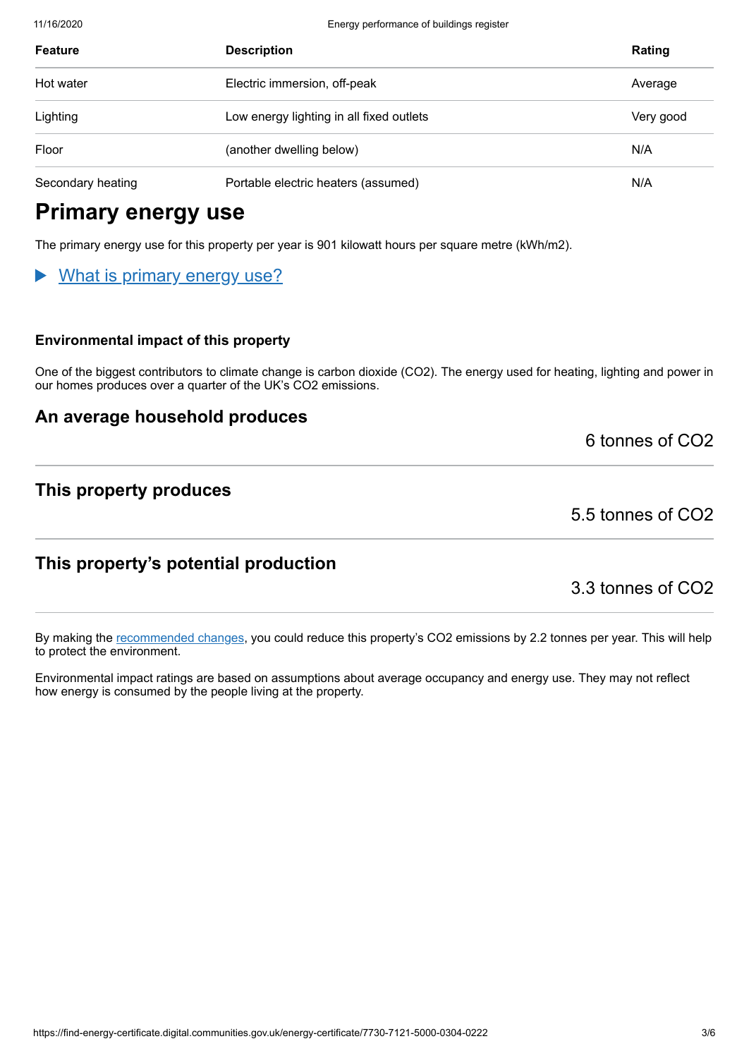| Feature | Description | Rating |
|---|---|---|
| Hot water | Electric immersion, off-peak | Average |
| Lighting | Low energy lighting in all fixed outlets | Very good |
| Floor | (another dwelling below) | N/A |
| Secondary heating | Portable electric heaters (assumed) | N/A |

# Primary energy use

The primary energy use for this property per year is 901 kilowatt hours per square metre (kWh/m2).

▶ What is primary energy use?

#### Environmental impact of this property

One of the biggest contributors to climate change is carbon dioxide ($CO_2$). The energy used for heating, lighting and power in our homes produces over a quarter of the UK's $CO_2$ emissions.

### An average household produces

6 tonnes of $CO_2$

### This property produces

5.5 tonnes of $CO_2$

### This property's potential production

3.3 tonnes of $CO_2$

By making the recommended changes, you could reduce this property's $CO_2$ emissions by 2.2 tonnes per year. This will help to protect the environment.

Environmental impact ratings are based on assumptions about average occupancy and energy use. They may not reflect how energy is consumed by the people living at the property.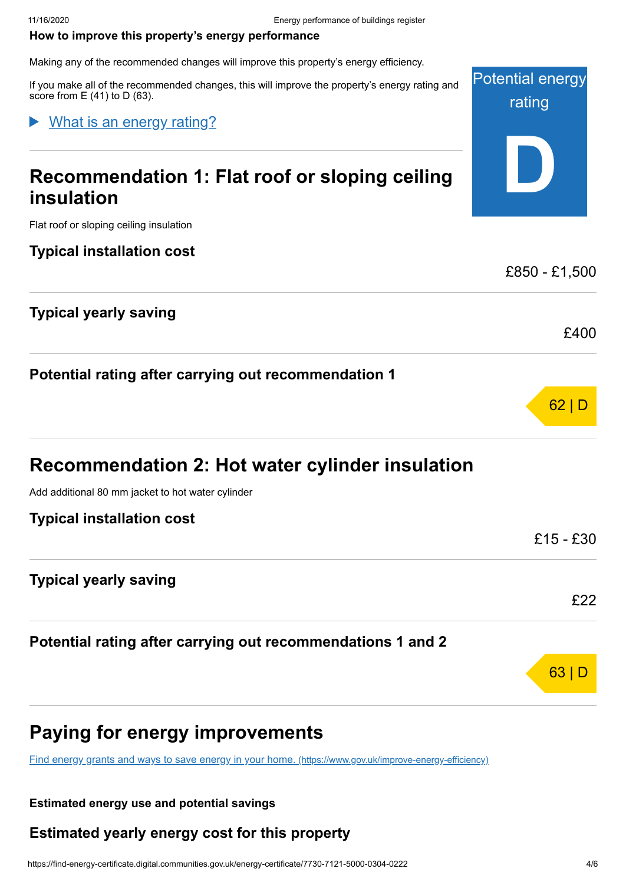## How to improve this property's energy performance

Making any of the recommended changes will improve this property's energy efficiency.

If you make all of the recommended changes, this will improve the property's energy rating and score from E (41) to D (63).

Potential energy rating

**D**

▶ What is an energy rating?

## Recommendation 1: Flat roof or sloping ceiling insulation

Flat roof or sloping ceiling insulation

| | |
|---|---|
| **Typical installation cost** | £850 - £1,500 |
| **Typical yearly saving** | £400 |
| **Potential rating after carrying out recommendation 1** | 62 \| D |

## Recommendation 2: Hot water cylinder insulation

Add additional 80 mm jacket to hot water cylinder

| | |
|---|---|
| **Typical installation cost** | £15 - £30 |
| **Typical yearly saving** | £22 |
| **Potential rating after carrying out recommendations 1 and 2** | 63 \| D |

## Paying for energy improvements

[Find energy grants and ways to save energy in your home. (https://www.gov.uk/improve-energy-efficiency)](https://www.gov.uk/improve-energy-efficiency)

**Estimated energy use and potential savings**

### Estimated yearly energy cost for this property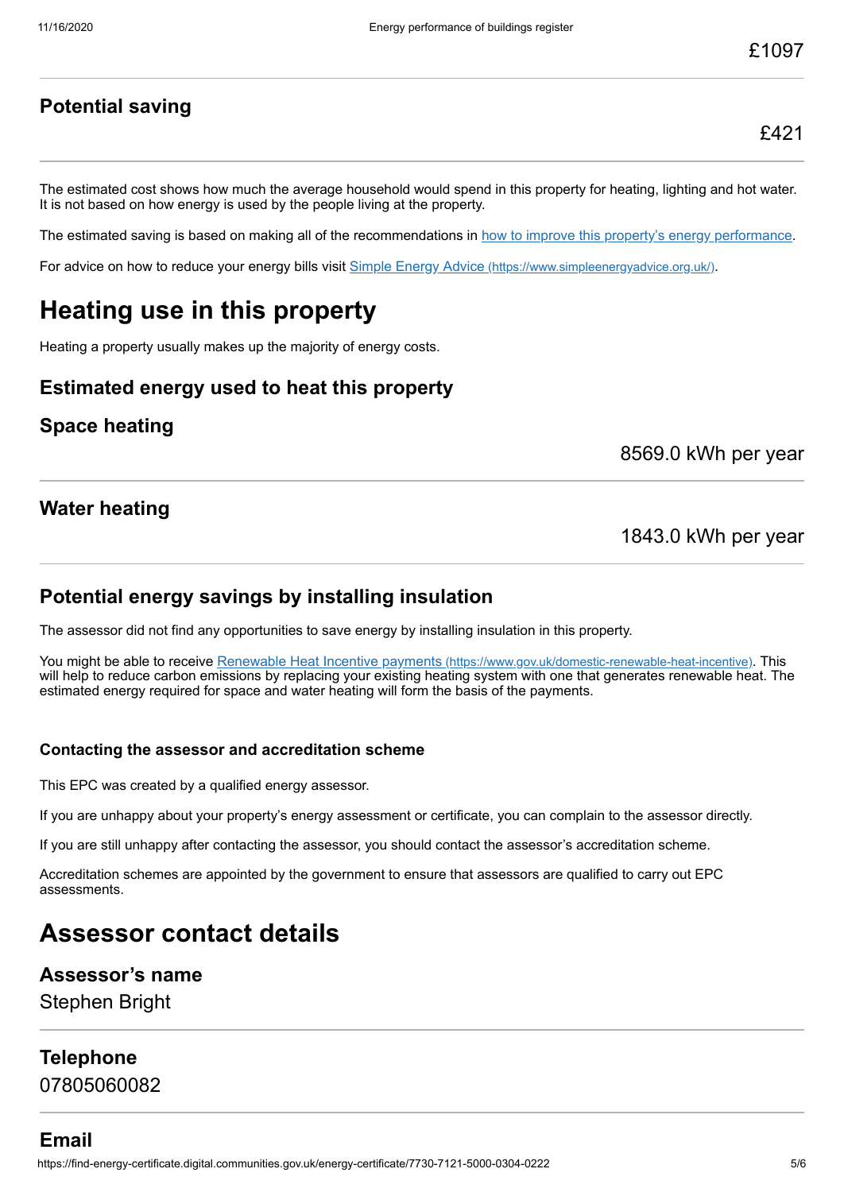£1097

### Potential saving

£421

The estimated cost shows how much the average household would spend in this property for heating, lighting and hot water. It is not based on how energy is used by the people living at the property.

The estimated saving is based on making all of the recommendations in [how to improve this property's energy performance](#).

For advice on how to reduce your energy bills visit [Simple Energy Advice (https://www.simpleenergyadvice.org.uk/)](https://www.simpleenergyadvice.org.uk/).

# Heating use in this property

Heating a property usually makes up the majority of energy costs.

### Estimated energy used to heat this property

### Space heating

8569.0 kWh per year

### Water heating

1843.0 kWh per year

### Potential energy savings by installing insulation

The assessor did not find any opportunities to save energy by installing insulation in this property.

You might be able to receive [Renewable Heat Incentive payments (https://www.gov.uk/domestic-renewable-heat-incentive)](https://www.gov.uk/domestic-renewable-heat-incentive). This will help to reduce carbon emissions by replacing your existing heating system with one that generates renewable heat. The estimated energy required for space and water heating will form the basis of the payments.

#### Contacting the assessor and accreditation scheme

This EPC was created by a qualified energy assessor.

If you are unhappy about your property's energy assessment or certificate, you can complain to the assessor directly.

If you are still unhappy after contacting the assessor, you should contact the assessor's accreditation scheme.

Accreditation schemes are appointed by the government to ensure that assessors are qualified to carry out EPC assessments.

# Assessor contact details

### Assessor's name

Stephen Bright

### Telephone

07805060082

### Email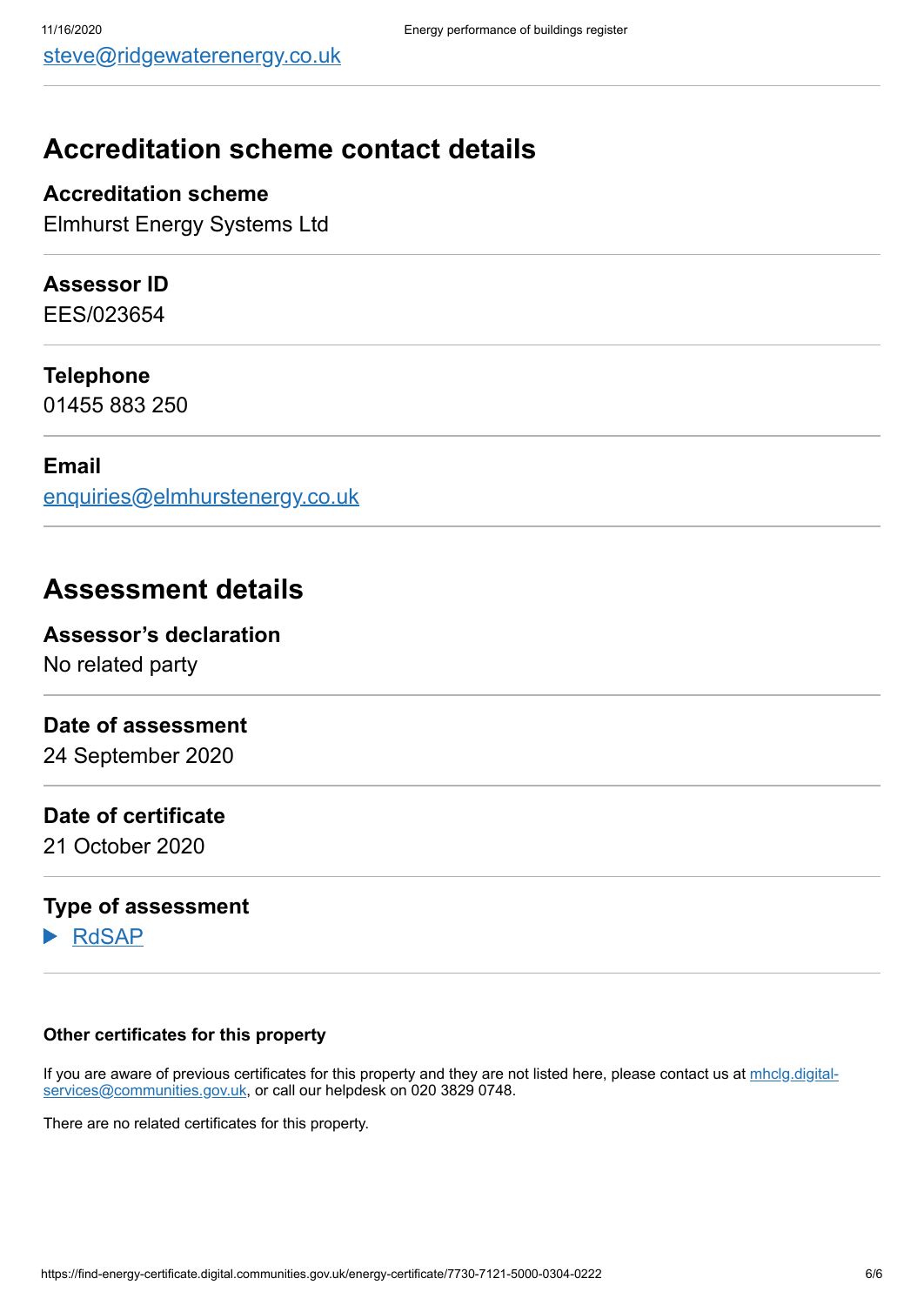steve@ridgewaterenergy.co.uk

## Accreditation scheme contact details

### Accreditation scheme

Elmhurst Energy Systems Ltd

### Assessor ID

EES/023654

### Telephone

01455 883 250

### Email

enquiries@elmhurstenergy.co.uk

## Assessment details

### Assessor's declaration

No related party

### Date of assessment

24 September 2020

### Date of certificate

21 October 2020

### Type of assessment

▶ RdSAP

**Other certificates for this property**

If you are aware of previous certificates for this property and they are not listed here, please contact us at mhclg.digital-services@communities.gov.uk, or call our helpdesk on 020 3829 0748.

There are no related certificates for this property.